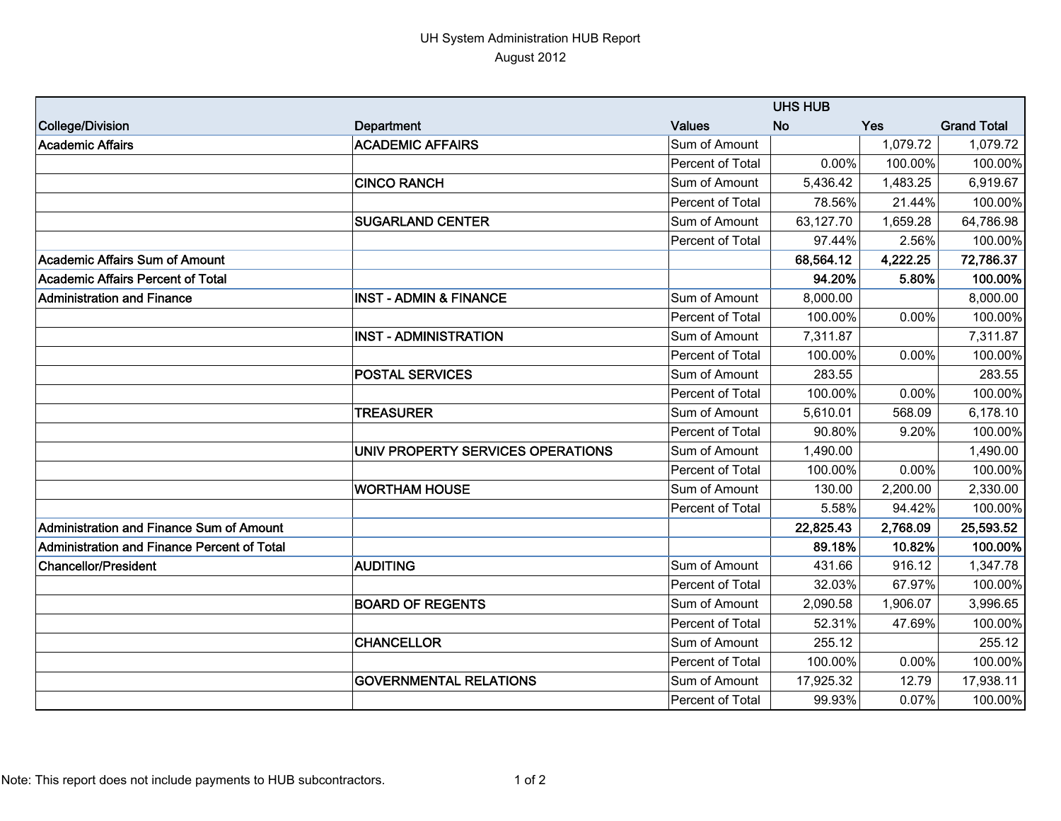UH System Administration HUB Report
August 2012

| College/Division | Department | Values | UHS HUB | | |
|---|---|---|---|---|---|
| | | | **No** | **Yes** | **Grand Total** |
| **Academic Affairs** | **ACADEMIC AFFAIRS** | Sum of Amount | | 1,079.72 | 1,079.72 |
| | | Percent of Total | 0.00% | 100.00% | 100.00% |
| | **CINCO RANCH** | Sum of Amount | 5,436.42 | 1,483.25 | 6,919.67 |
| | | Percent of Total | 78.56% | 21.44% | 100.00% |
| | **SUGARLAND CENTER** | Sum of Amount | 63,127.70 | 1,659.28 | 64,786.98 |
| | | Percent of Total | 97.44% | 2.56% | 100.00% |
| **Academic Affairs Sum of Amount** | | | **68,564.12** | **4,222.25** | **72,786.37** |
| **Academic Affairs Percent of Total** | | | **94.20%** | **5.80%** | **100.00%** |
| **Administration and Finance** | **INST - ADMIN & FINANCE** | Sum of Amount | 8,000.00 | | 8,000.00 |
| | | Percent of Total | 100.00% | 0.00% | 100.00% |
| | **INST - ADMINISTRATION** | Sum of Amount | 7,311.87 | | 7,311.87 |
| | | Percent of Total | 100.00% | 0.00% | 100.00% |
| | **POSTAL SERVICES** | Sum of Amount | 283.55 | | 283.55 |
| | | Percent of Total | 100.00% | 0.00% | 100.00% |
| | **TREASURER** | Sum of Amount | 5,610.01 | 568.09 | 6,178.10 |
| | | Percent of Total | 90.80% | 9.20% | 100.00% |
| | **UNIV PROPERTY SERVICES OPERATIONS** | Sum of Amount | 1,490.00 | | 1,490.00 |
| | | Percent of Total | 100.00% | 0.00% | 100.00% |
| | **WORTHAM HOUSE** | Sum of Amount | 130.00 | 2,200.00 | 2,330.00 |
| | | Percent of Total | 5.58% | 94.42% | 100.00% |
| **Administration and Finance Sum of Amount** | | | **22,825.43** | **2,768.09** | **25,593.52** |
| **Administration and Finance Percent of Total** | | | **89.18%** | **10.82%** | **100.00%** |
| **Chancellor/President** | **AUDITING** | Sum of Amount | 431.66 | 916.12 | 1,347.78 |
| | | Percent of Total | 32.03% | 67.97% | 100.00% |
| | **BOARD OF REGENTS** | Sum of Amount | 2,090.58 | 1,906.07 | 3,996.65 |
| | | Percent of Total | 52.31% | 47.69% | 100.00% |
| | **CHANCELLOR** | Sum of Amount | 255.12 | | 255.12 |
| | | Percent of Total | 100.00% | 0.00% | 100.00% |
| | **GOVERNMENTAL RELATIONS** | Sum of Amount | 17,925.32 | 12.79 | 17,938.11 |
| | | Percent of Total | 99.93% | 0.07% | 100.00% |

Note: This report does not include payments to HUB subcontractors.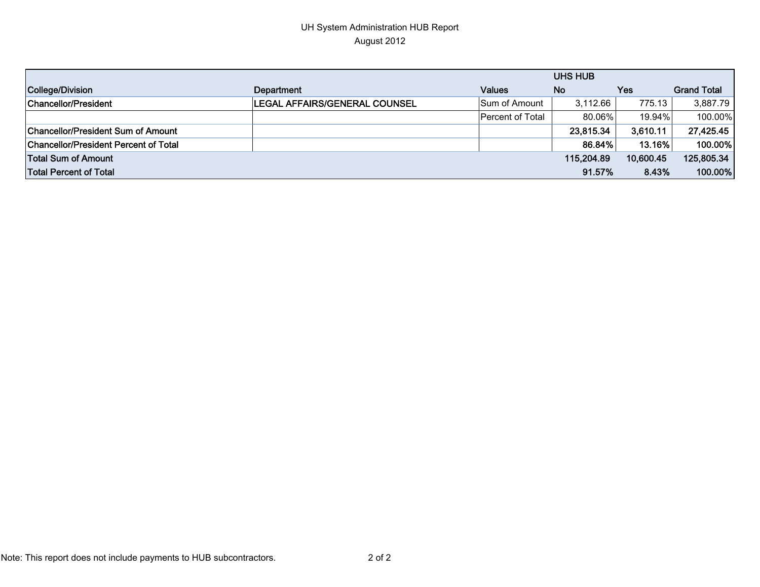UH System Administration HUB Report
August 2012

| | | | UHS HUB | | |
|---|---|---|---|---|---|
| **College/Division** | **Department** | **Values** | **No** | **Yes** | **Grand Total** |
| **Chancellor/President** | **LEGAL AFFAIRS/GENERAL COUNSEL** | Sum of Amount | 3,112.66 | 775.13 | 3,887.79 |
| | | Percent of Total | 80.06% | 19.94% | 100.00% |
| **Chancellor/President Sum of Amount** | | | **23,815.34** | **3,610.11** | **27,425.45** |
| **Chancellor/President Percent of Total** | | | **86.84%** | **13.16%** | **100.00%** |
| **Total Sum of Amount** | | | **115,204.89** | **10,600.45** | **125,805.34** |
| **Total Percent of Total** | | | **91.57%** | **8.43%** | **100.00%** |

Note: This report does not include payments to HUB subcontractors.